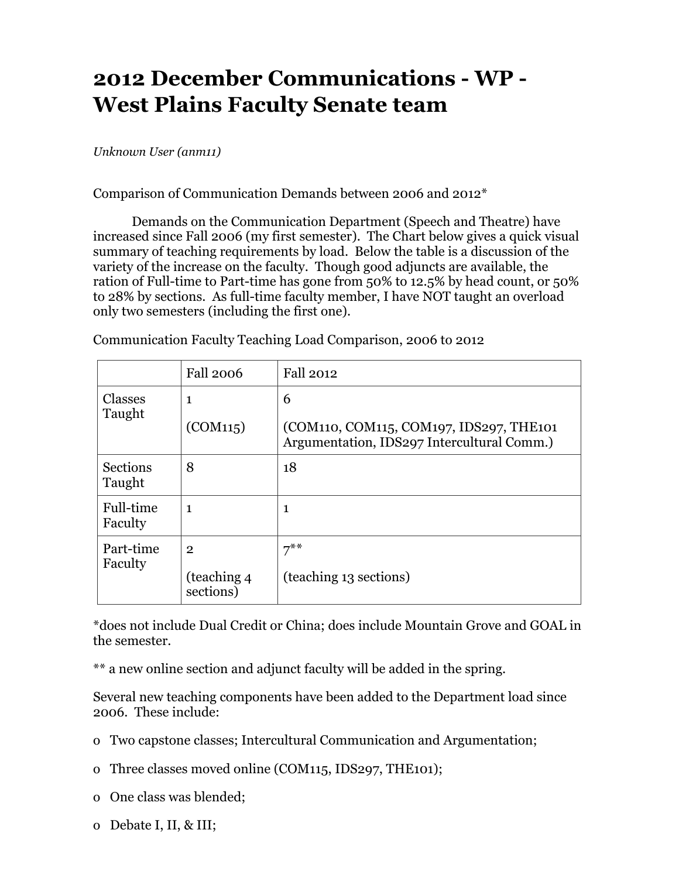# 2012 December Communications - WP - West Plains Faculty Senate team

*Unknown User (anm11)*

Comparison of Communication Demands between 2006 and 2012*

Demands on the Communication Department (Speech and Theatre) have increased since Fall 2006 (my first semester). The Chart below gives a quick visual summary of teaching requirements by load. Below the table is a discussion of the variety of the increase on the faculty. Though good adjuncts are available, the ration of Full-time to Part-time has gone from 50% to 12.5% by head count, or 50% to 28% by sections. As full-time faculty member, I have NOT taught an overload only two semesters (including the first one).

Communication Faculty Teaching Load Comparison, 2006 to 2012

| | Fall 2006 | Fall 2012 |
|---|---|---|
| Classes Taught | 1<br><br>(COM115) | 6<br><br>(COM110, COM115, COM197, IDS297, THE101 Argumentation, IDS297 Intercultural Comm.) |
| Sections Taught | 8 | 18 |
| Full-time Faculty | 1 | 1 |
| Part-time Faculty | 2<br><br>(teaching 4 sections) | 7**<br><br>(teaching 13 sections) |

*does not include Dual Credit or China; does include Mountain Grove and GOAL in the semester.

** a new online section and adjunct faculty will be added in the spring.

Several new teaching components have been added to the Department load since 2006. These include:

- Two capstone classes; Intercultural Communication and Argumentation;
- Three classes moved online (COM115, IDS297, THE101);
- One class was blended;
- Debate I, II, & III;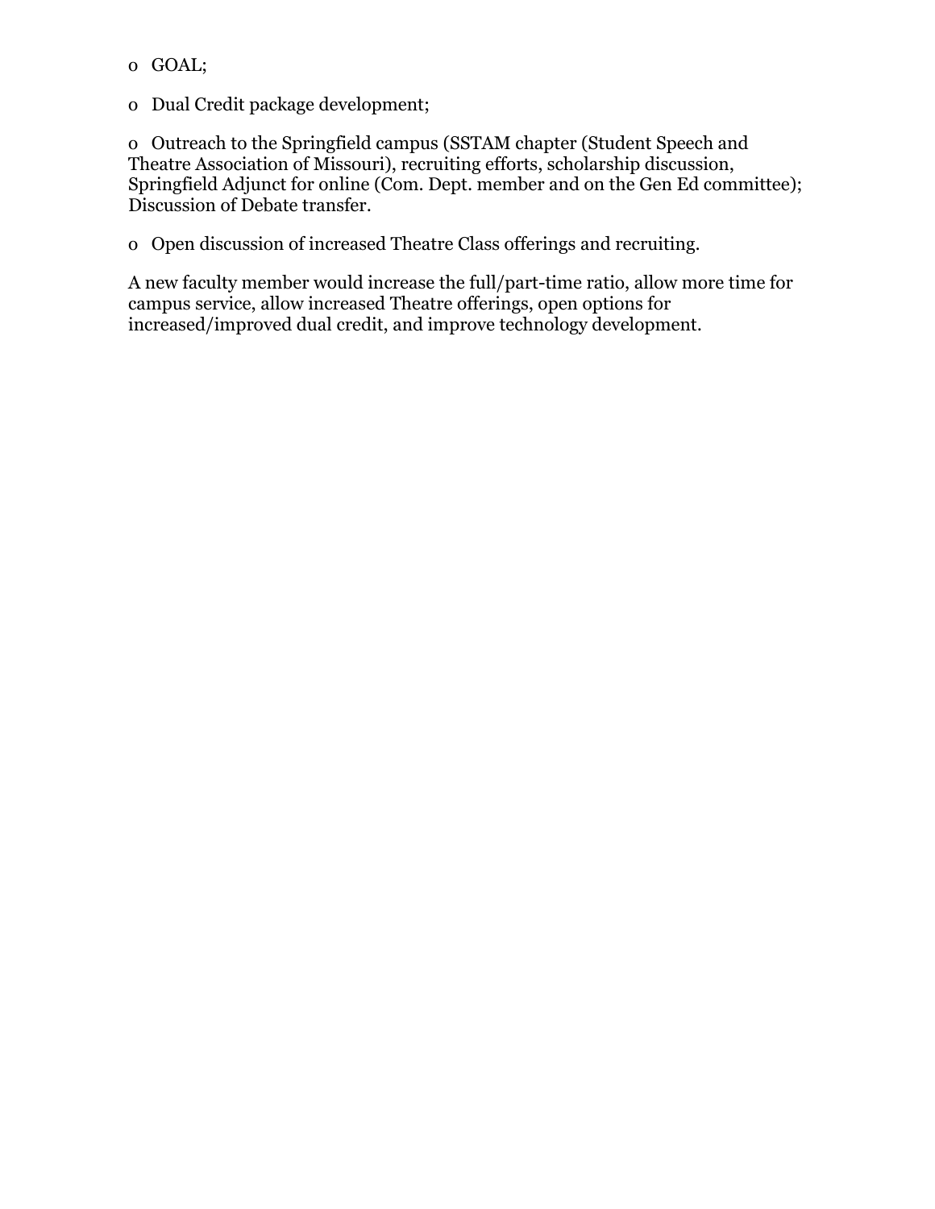- GOAL;

- Dual Credit package development;

- Outreach to the Springfield campus (SSTAM chapter (Student Speech and Theatre Association of Missouri), recruiting efforts, scholarship discussion, Springfield Adjunct for online (Com. Dept. member and on the Gen Ed committee); Discussion of Debate transfer.

- Open discussion of increased Theatre Class offerings and recruiting.

A new faculty member would increase the full/part-time ratio, allow more time for campus service, allow increased Theatre offerings, open options for increased/improved dual credit, and improve technology development.